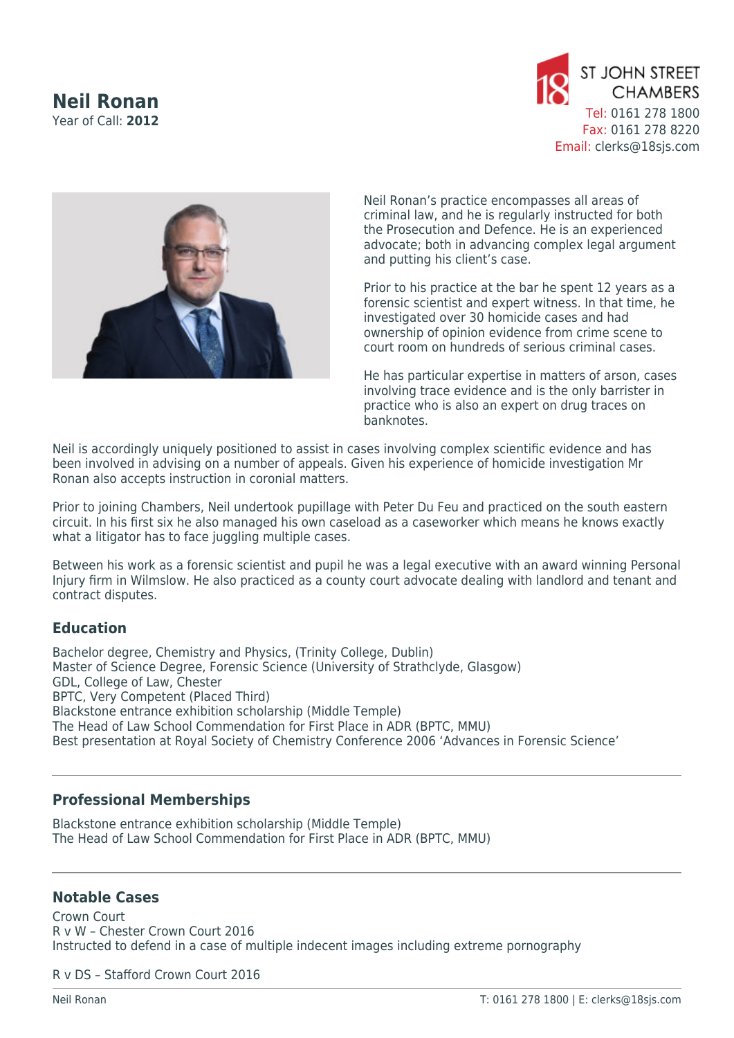# Neil Ronan

Year of Call: **2012**

ST JOHN STREET CHAMBERS
Tel: 0161 278 1800
Fax: 0161 278 8220
Email: clerks@18sjs.com

Neil Ronan's practice encompasses all areas of criminal law, and he is regularly instructed for both the Prosecution and Defence. He is an experienced advocate; both in advancing complex legal argument and putting his client's case.

Prior to his practice at the bar he spent 12 years as a forensic scientist and expert witness. In that time, he investigated over 30 homicide cases and had ownership of opinion evidence from crime scene to court room on hundreds of serious criminal cases.

He has particular expertise in matters of arson, cases involving trace evidence and is the only barrister in practice who is also an expert on drug traces on banknotes.

Neil is accordingly uniquely positioned to assist in cases involving complex scientific evidence and has been involved in advising on a number of appeals. Given his experience of homicide investigation Mr Ronan also accepts instruction in coronial matters.

Prior to joining Chambers, Neil undertook pupillage with Peter Du Feu and practiced on the south eastern circuit. In his first six he also managed his own caseload as a caseworker which means he knows exactly what a litigator has to face juggling multiple cases.

Between his work as a forensic scientist and pupil he was a legal executive with an award winning Personal Injury firm in Wilmslow. He also practiced as a county court advocate dealing with landlord and tenant and contract disputes.

## Education

Bachelor degree, Chemistry and Physics, (Trinity College, Dublin)
Master of Science Degree, Forensic Science (University of Strathclyde, Glasgow)
GDL, College of Law, Chester
BPTC, Very Competent (Placed Third)
Blackstone entrance exhibition scholarship (Middle Temple)
The Head of Law School Commendation for First Place in ADR (BPTC, MMU)
Best presentation at Royal Society of Chemistry Conference 2006 'Advances in Forensic Science'

---

## Professional Memberships

Blackstone entrance exhibition scholarship (Middle Temple)
The Head of Law School Commendation for First Place in ADR (BPTC, MMU)

---

## Notable Cases

Crown Court
R v W – Chester Crown Court 2016
Instructed to defend in a case of multiple indecent images including extreme pornography

R v DS – Stafford Crown Court 2016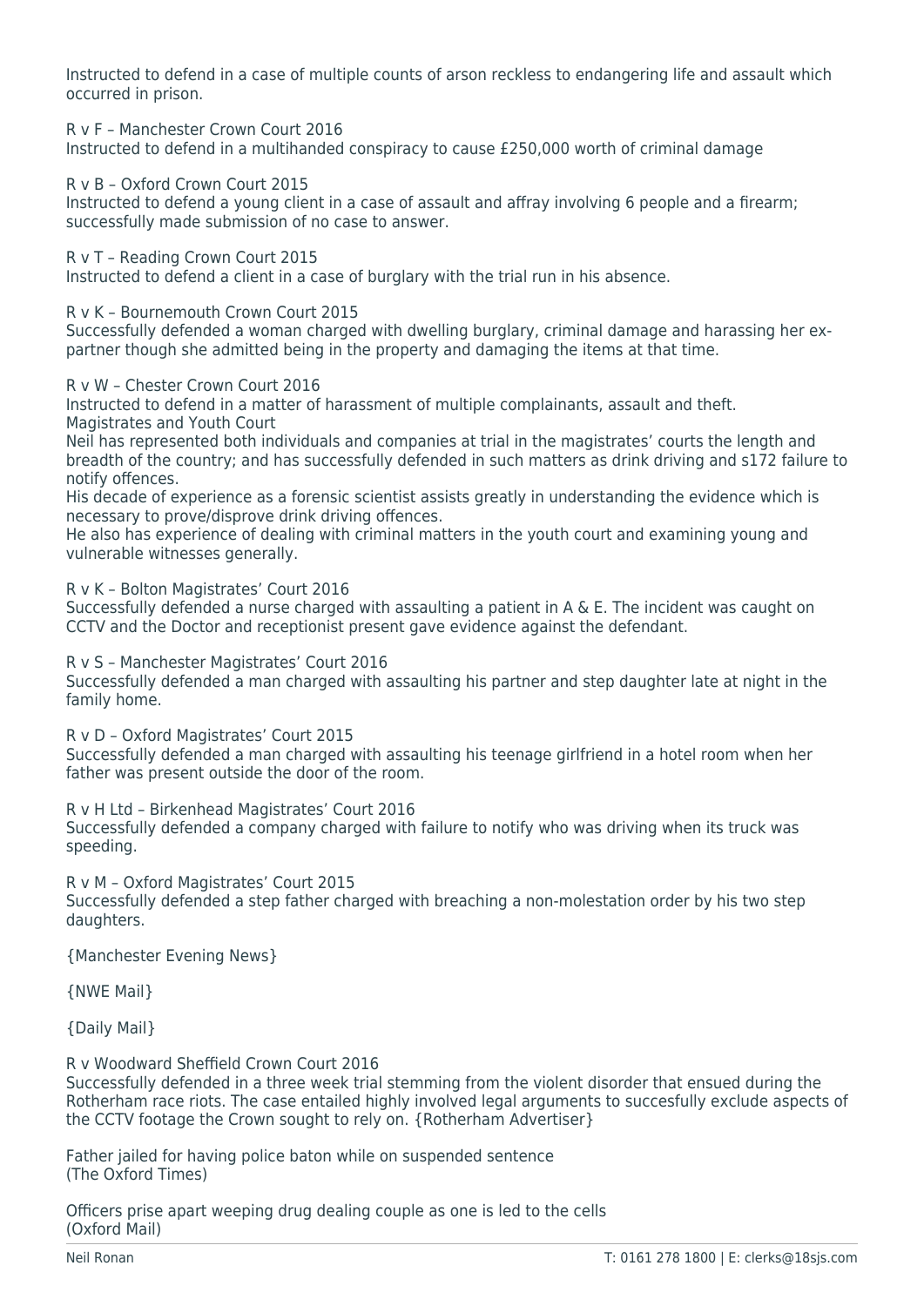Instructed to defend in a case of multiple counts of arson reckless to endangering life and assault which occurred in prison.

R v F – Manchester Crown Court 2016
Instructed to defend in a multihanded conspiracy to cause £250,000 worth of criminal damage

R v B – Oxford Crown Court 2015
Instructed to defend a young client in a case of assault and affray involving 6 people and a firearm; successfully made submission of no case to answer.

R v T – Reading Crown Court 2015
Instructed to defend a client in a case of burglary with the trial run in his absence.

R v K – Bournemouth Crown Court 2015
Successfully defended a woman charged with dwelling burglary, criminal damage and harassing her ex-partner though she admitted being in the property and damaging the items at that time.

R v W – Chester Crown Court 2016
Instructed to defend in a matter of harassment of multiple complainants, assault and theft.

## Magistrates and Youth Court

Neil has represented both individuals and companies at trial in the magistrates' courts the length and breadth of the country; and has successfully defended in such matters as drink driving and s172 failure to notify offences.

His decade of experience as a forensic scientist assists greatly in understanding the evidence which is necessary to prove/disprove drink driving offences.

He also has experience of dealing with criminal matters in the youth court and examining young and vulnerable witnesses generally.

R v K – Bolton Magistrates' Court 2016
Successfully defended a nurse charged with assaulting a patient in A & E. The incident was caught on CCTV and the Doctor and receptionist present gave evidence against the defendant.

R v S – Manchester Magistrates' Court 2016
Successfully defended a man charged with assaulting his partner and step daughter late at night in the family home.

R v D – Oxford Magistrates' Court 2015
Successfully defended a man charged with assaulting his teenage girlfriend in a hotel room when her father was present outside the door of the room.

R v H Ltd – Birkenhead Magistrates' Court 2016
Successfully defended a company charged with failure to notify who was driving when its truck was speeding.

R v M – Oxford Magistrates' Court 2015
Successfully defended a step father charged with breaching a non-molestation order by his two step daughters.

{Manchester Evening News}

{NWE Mail}

{Daily Mail}

R v Woodward Sheffield Crown Court 2016
Successfully defended in a three week trial stemming from the violent disorder that ensued during the Rotherham race riots. The case entailed highly involved legal arguments to succesfully exclude aspects of the CCTV footage the Crown sought to rely on. {Rotherham Advertiser}

Father jailed for having police baton while on suspended sentence
(The Oxford Times)

Officers prise apart weeping drug dealing couple as one is led to the cells
(Oxford Mail)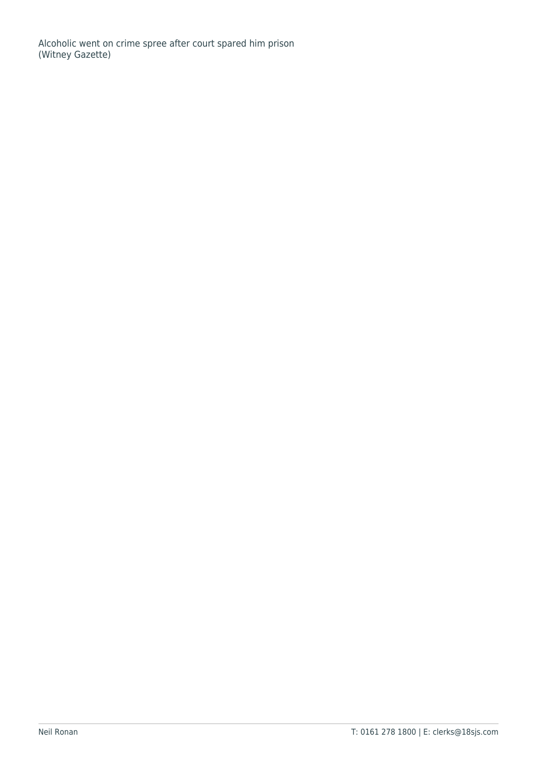Alcoholic went on crime spree after court spared him prison
(Witney Gazette)